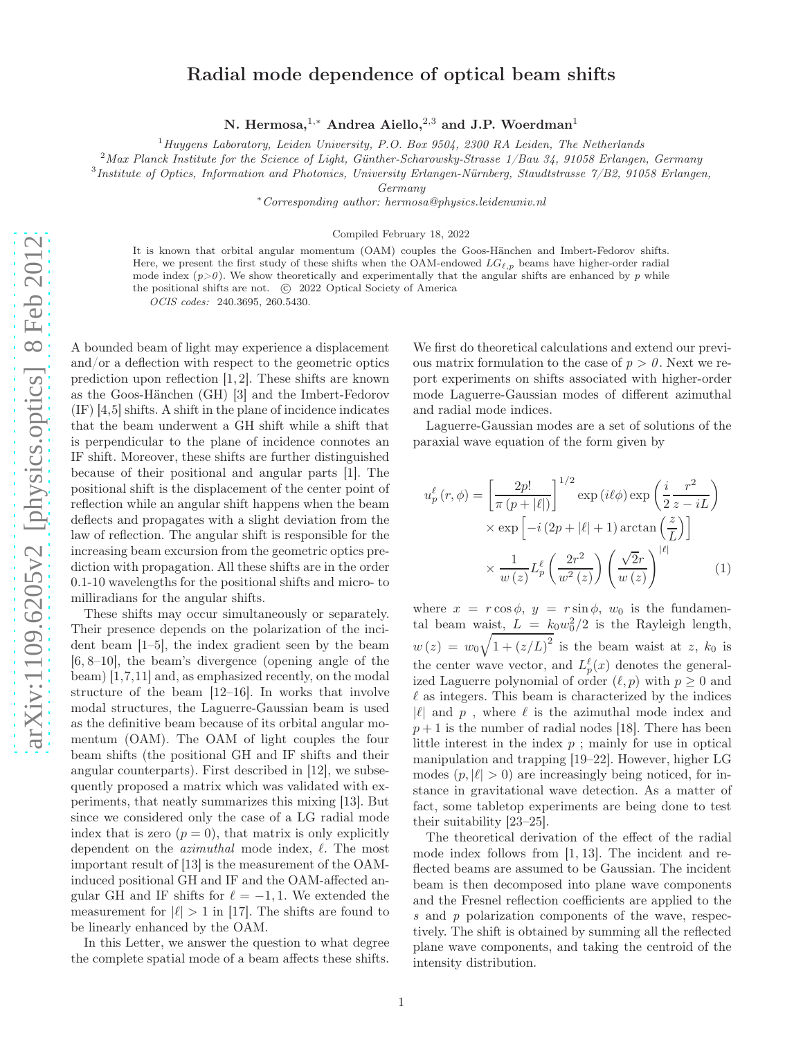# Radial mode dependence of optical beam shifts

**N. Hermosa,[1,*] Andrea Aiello,[2,3] and J.P. Woerdman[1]**

[1] *Huygens Laboratory, Leiden University, P.O. Box 9504, 2300 RA Leiden, The Netherlands*

[2] *Max Planck Institute for the Science of Light, Günther-Scharowsky-Strasse 1/Bau 34, 91058 Erlangen, Germany*

[3] *Institute of Optics, Information and Photonics, University Erlangen-Nürnberg, Staudtstrasse 7/B2, 91058 Erlangen, Germany*

[*] *Corresponding author: hermosa@physics.leidenuniv.nl*

Compiled February 18, 2022

It is known that orbital angular momentum (OAM) couples the Goos-Hänchen and Imbert-Fedorov shifts. Here, we present the first study of these shifts when the OAM-endowed $LG_{\ell,p}$ beams have higher-order radial mode index ($p$>0). We show theoretically and experimentally that the angular shifts are enhanced by $p$ while the positional shifts are not. © 2022 Optical Society of America

*OCIS codes:* 240.3695, 260.5430.

A bounded beam of light may experience a displacement and/or a deflection with respect to the geometric optics prediction upon reflection [1,2]. These shifts are known as the Goos-Hänchen (GH) [3] and the Imbert-Fedorov (IF) [4,5] shifts. A shift in the plane of incidence indicates that the beam underwent a GH shift while a shift that is perpendicular to the plane of incidence connotes an IF shift. Moreover, these shifts are further distinguished because of their positional and angular parts [1]. The positional shift is the displacement of the center point of reflection while an angular shift happens when the beam deflects and propagates with a slight deviation from the law of reflection. The angular shift is responsible for the increasing beam excursion from the geometric optics prediction with propagation. All these shifts are in the order 0.1-10 wavelengths for the positional shifts and micro- to milliradians for the angular shifts.

These shifts may occur simultaneously or separately. Their presence depends on the polarization of the incident beam [1–5], the index gradient seen by the beam [6, 8–10], the beam's divergence (opening angle of the beam) [1,7,11] and, as emphasized recently, on the modal structure of the beam [12–16]. In works that involve modal structures, the Laguerre-Gaussian beam is used as the definitive beam because of its orbital angular momentum (OAM). The OAM of light couples the four beam shifts (the positional GH and IF shifts and their angular counterparts). First described in [12], we subsequently proposed a matrix which was validated with experiments, that neatly summarizes this mixing [13]. But since we considered only the case of a LG radial mode index that is zero ($p = 0$), that matrix is only explicitly dependent on the *azimuthal* mode index, $\ell$. The most important result of [13] is the measurement of the OAM-induced positional GH and IF and the OAM-affected angular GH and IF shifts for $\ell = -1, 1$. We extended the measurement for $|\ell| > 1$ in [17]. The shifts are found to be linearly enhanced by the OAM.

In this Letter, we answer the question to what degree the complete spatial mode of a beam affects these shifts. We first do theoretical calculations and extend our previous matrix formulation to the case of $p > 0$. Next we report experiments on shifts associated with higher-order mode Laguerre-Gaussian modes of different azimuthal and radial mode indices.

Laguerre-Gaussian modes are a set of solutions of the paraxial wave equation of the form given by

$$
\begin{aligned}
u_p^{\ell}(r,\phi) = &\left[\frac{2p!}{\pi\,(p+|\ell|)}\right]^{1/2} \exp(i\ell\phi)\exp\left(\frac{i}{2}\frac{r^2}{z-iL}\right) \\
&\times \exp\left[-i\,(2p+|\ell|+1)\arctan\left(\frac{z}{L}\right)\right] \\
&\times \frac{1}{w(z)} L_p^{\ell}\left(\frac{2r^2}{w^2(z)}\right)\left(\frac{\sqrt{2}r}{w(z)}\right)^{|\ell|} \qquad (1)
\end{aligned}
$$

where $x = r\cos\phi$, $y = r\sin\phi$, $w_0$ is the fundamental beam waist, $L = k_0 w_0^2/2$ is the Rayleigh length, $w(z) = w_0\sqrt{1+(z/L)^2}$ is the beam waist at $z$, $k_0$ is the center wave vector, and $L_p^{\ell}(x)$ denotes the generalized Laguerre polynomial of order $(\ell, p)$ with $p \geq 0$ and $\ell$ as integers. This beam is characterized by the indices $|\ell|$ and $p$ , where $\ell$ is the azimuthal mode index and $p+1$ is the number of radial nodes [18]. There has been little interest in the index $p$ ; mainly for use in optical manipulation and trapping [19–22]. However, higher LG modes ($p, |\ell| > 0$) are increasingly being noticed, for instance in gravitational wave detection. As a matter of fact, some tabletop experiments are being done to test their suitability [23–25].

The theoretical derivation of the effect of the radial mode index follows from [1, 13]. The incident and reflected beams are assumed to be Gaussian. The incident beam is then decomposed into plane wave components and the Fresnel reflection coefficients are applied to the $s$ and $p$ polarization components of the wave, respectively. The shift is obtained by summing all the reflected plane wave components, and taking the centroid of the intensity distribution.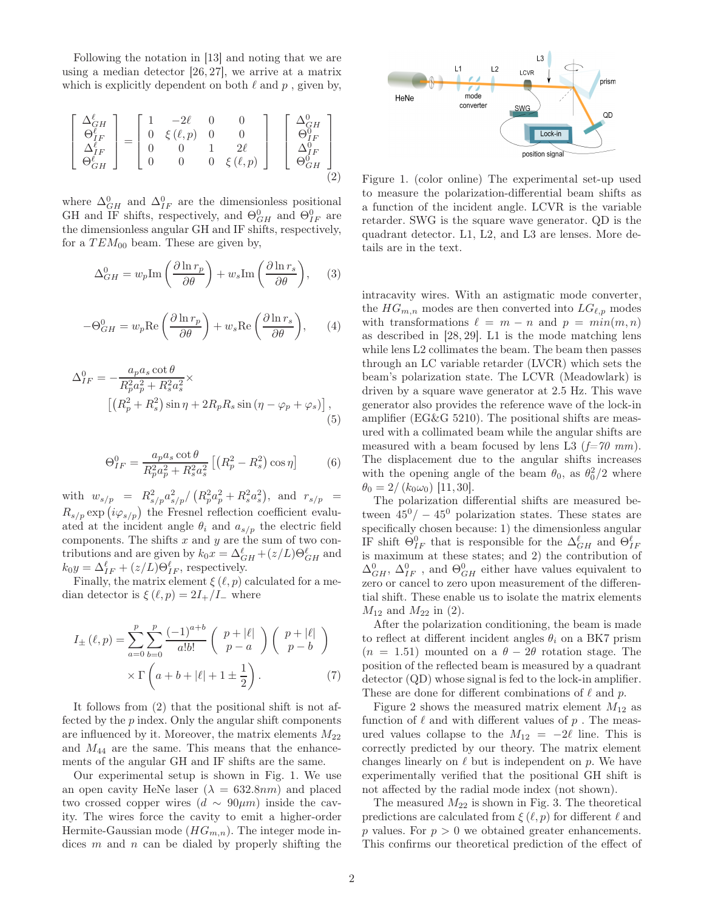Following the notation in [13] and noting that we are using a median detector [26,27], we arrive at a matrix which is explicitly dependent on both $\ell$ and $p$ , given by,

$$
\begin{bmatrix} \Delta_{GH}^{\ell} \\ \Theta_{IF}^{\ell} \\ \Delta_{IF}^{\ell} \\ \Theta_{GH}^{\ell} \end{bmatrix} = \begin{bmatrix} 1 & -2\ell & 0 & 0 \\ 0 & \xi(\ell,p) & 0 & 0 \\ 0 & 0 & 1 & 2\ell \\ 0 & 0 & 0 & \xi(\ell,p) \end{bmatrix} \begin{bmatrix} \Delta_{GH}^{0} \\ \Theta_{IF}^{0} \\ \Delta_{IF}^{0} \\ \Theta_{GH}^{0} \end{bmatrix} \tag{2}
$$

where $\Delta_{GH}^0$ and $\Delta_{IF}^0$ are the dimensionless positional GH and IF shifts, respectively, and $\Theta_{GH}^0$ and $\Theta_{IF}^0$ are the dimensionless angular GH and IF shifts, respectively, for a $TEM_{00}$ beam. These are given by,

$$
\Delta_{GH}^0 = w_p \mathrm{Im}\left(\frac{\partial \ln r_p}{\partial \theta}\right) + w_s \mathrm{Im}\left(\frac{\partial \ln r_s}{\partial \theta}\right), \tag{3}
$$

$$
-\Theta_{GH}^0 = w_p \mathrm{Re}\left(\frac{\partial \ln r_p}{\partial \theta}\right) + w_s \mathrm{Re}\left(\frac{\partial \ln r_s}{\partial \theta}\right), \tag{4}
$$

$$
\Delta_{IF}^0 = -\frac{a_p a_s \cot\theta}{R_p^2 a_p^2 + R_s^2 a_s^2} \times \left[\left(R_p^2 + R_s^2\right)\sin\eta + 2R_pR_s \sin\left(\eta - \varphi_p + \varphi_s\right)\right], \tag{5}
$$

$$
\Theta_{IF}^0 = \frac{a_p a_s \cot\theta}{R_p^2 a_p^2 + R_s^2 a_s^2}\left[\left(R_p^2 - R_s^2\right)\cos\eta\right] \tag{6}
$$

with $w_{s/p} = R_{s/p}^2 a_{s/p}^2 / \left(R_p^2 a_p^2 + R_s^2 a_s^2\right)$, and $r_{s/p} = R_{s/p}\exp\left(i\varphi_{s/p}\right)$ the Fresnel reflection coefficient evaluated at the incident angle $\theta_i$ and $a_{s/p}$ the electric field components. The shifts $x$ and $y$ are the sum of two contributions and are given by $k_0 x = \Delta_{GH}^{\ell} + (z/L)\Theta_{GH}^{\ell}$ and $k_0 y = \Delta_{IF}^{\ell} + (z/L)\Theta_{IF}^{\ell}$, respectively.

Finally, the matrix element $\xi(\ell,p)$ calculated for a median detector is $\xi(\ell,p) = 2I_+/I_-$ where

$$
I_{\pm}(\ell,p) = \sum_{a=0}^{p}\sum_{b=0}^{p} \frac{(-1)^{a+b}}{a!b!} \begin{pmatrix} p+|\ell| \\ p-a \end{pmatrix} \begin{pmatrix} p+|\ell| \\ p-b \end{pmatrix} \times \Gamma\left(a+b+|\ell|+1 \pm \frac{1}{2}\right). \tag{7}
$$

It follows from (2) that the positional shift is not affected by the $p$ index. Only the angular shift components are influenced by it. Moreover, the matrix elements $M_{22}$ and $M_{44}$ are the same. This means that the enhancements of the angular GH and IF shifts are the same.

Our experimental setup is shown in Fig. 1. We use an open cavity HeNe laser ($\lambda = 632.8nm$) and placed two crossed copper wires ($d \sim 90\mu m$) inside the cavity. The wires force the cavity to emit a higher-order Hermite-Gaussian mode ($HG_{m,n}$). The integer mode indices $m$ and $n$ can be dialed by properly shifting the intracavity wires. With an astigmatic mode converter, the $HG_{m,n}$ modes are then converted into $LG_{\ell,p}$ modes with transformations $\ell = m - n$ and $p = min(m,n)$ as described in [28,29]. L1 is the mode matching lens while lens L2 collimates the beam. The beam then passes through an LC variable retarder (LVCR) which sets the beam's polarization state. The LCVR (Meadowlark) is driven by a square wave generator at 2.5 Hz. This wave generator also provides the reference wave of the lock-in amplifier (EG&G 5210). The positional shifts are measured with a collimated beam while the angular shifts are measured with a beam focused by lens L3 ($f$=70 $mm$). The displacement due to the angular shifts increases with the opening angle of the beam $\theta_0$, as $\theta_0^2/2$ where $\theta_0 = 2/\left(k_0\omega_0\right)$ [11,30].

Figure 1. (color online) The experimental set-up used to measure the polarization-differential beam shifts as a function of the incident angle. LCVR is the variable retarder. SWG is the square wave generator. QD is the quadrant detector. L1, L2, and L3 are lenses. More details are in the text.

The polarization differential shifts are measured between $45^0/-45^0$ polarization states. These states are specifically chosen because: 1) the dimensionless angular IF shift $\Theta_{IF}^0$ that is responsible for the $\Delta_{GH}^{\ell}$ and $\Theta_{IF}^{\ell}$ is maximum at these states; and 2) the contribution of $\Delta_{GH}^0$, $\Delta_{IF}^0$ , and $\Theta_{GH}^0$ either have values equivalent to zero or cancel to zero upon measurement of the differential shift. These enable us to isolate the matrix elements $M_{12}$ and $M_{22}$ in (2).

After the polarization conditioning, the beam is made to reflect at different incident angles $\theta_i$ on a BK7 prism ($n = 1.51$) mounted on a $\theta - 2\theta$ rotation stage. The position of the reflected beam is measured by a quadrant detector (QD) whose signal is fed to the lock-in amplifier. These are done for different combinations of $\ell$ and $p$.

Figure 2 shows the measured matrix element $M_{12}$ as function of $\ell$ and with different values of $p$ . The measured values collapse to the $M_{12} = -2\ell$ line. This is correctly predicted by our theory. The matrix element changes linearly on $\ell$ but is independent on $p$. We have experimentally verified that the positional GH shift is not affected by the radial mode index (not shown).

The measured $M_{22}$ is shown in Fig. 3. The theoretical predictions are calculated from $\xi(\ell,p)$ for different $\ell$ and $p$ values. For $p > 0$ we obtained greater enhancements. This confirms our theoretical prediction of the effect of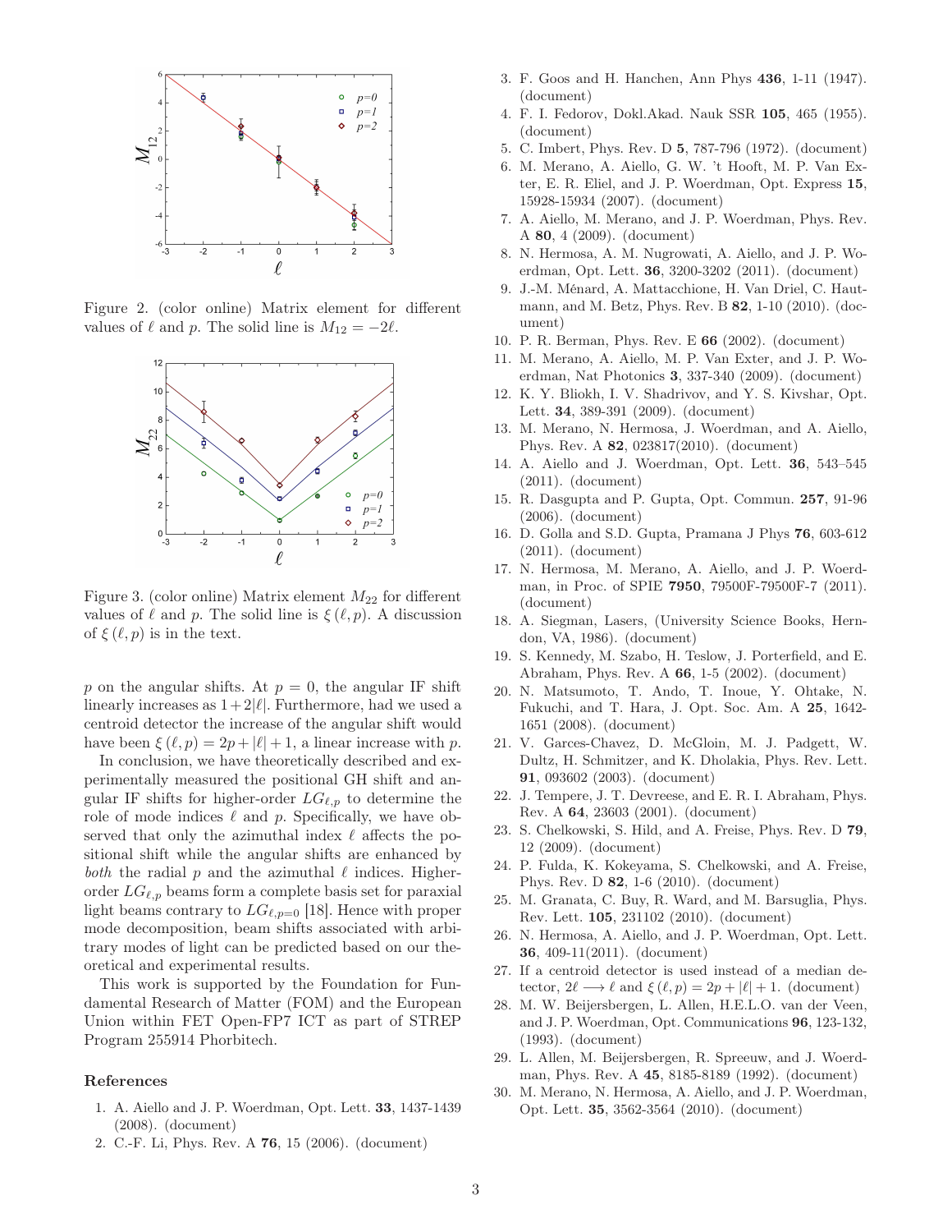Figure 2. (color online) Matrix element for different values of $\ell$ and $p$. The solid line is $M_{12} = -2\ell$.

Figure 3. (color online) Matrix element $M_{22}$ for different values of $\ell$ and $p$. The solid line is $\xi(\ell, p)$. A discussion of $\xi(\ell, p)$ is in the text.

$p$ on the angular shifts. At $p = 0$, the angular IF shift linearly increases as $1+2|\ell|$. Furthermore, had we used a centroid detector the increase of the angular shift would have been $\xi(\ell, p) = 2p + |\ell| + 1$, a linear increase with $p$.

In conclusion, we have theoretically described and experimentally measured the positional GH shift and angular IF shifts for higher-order $LG_{\ell,p}$ to determine the role of mode indices $\ell$ and $p$. Specifically, we have observed that only the azimuthal index $\ell$ affects the positional shift while the angular shifts are enhanced by *both* the radial $p$ and the azimuthal $\ell$ indices. Higher-order $LG_{\ell,p}$ beams form a complete basis set for paraxial light beams contrary to $LG_{\ell,p=0}$ [18]. Hence with proper mode decomposition, beam shifts associated with arbitrary modes of light can be predicted based on our theoretical and experimental results.

This work is supported by the Foundation for Fundamental Research of Matter (FOM) and the European Union within FET Open-FP7 ICT as part of STREP Program 255914 Phorbitech.

## References

1. A. Aiello and J. P. Woerdman, Opt. Lett. **33**, 1437-1439 (2008). (document)
2. C.-F. Li, Phys. Rev. A **76**, 15 (2006). (document)
3. F. Goos and H. Hanchen, Ann Phys **436**, 1-11 (1947). (document)
4. F. I. Fedorov, Dokl.Akad. Nauk SSR **105**, 465 (1955). (document)
5. C. Imbert, Phys. Rev. D **5**, 787-796 (1972). (document)
6. M. Merano, A. Aiello, G. W. 't Hooft, M. P. Van Exter, E. R. Eliel, and J. P. Woerdman, Opt. Express **15**, 15928-15934 (2007). (document)
7. A. Aiello, M. Merano, and J. P. Woerdman, Phys. Rev. A **80**, 4 (2009). (document)
8. N. Hermosa, A. M. Nugrowati, A. Aiello, and J. P. Woerdman, Opt. Lett. **36**, 3200-3202 (2011). (document)
9. J.-M. Ménard, A. Mattacchione, H. Van Driel, C. Hautmann, and M. Betz, Phys. Rev. B **82**, 1-10 (2010). (document)
10. P. R. Berman, Phys. Rev. E **66** (2002). (document)
11. M. Merano, A. Aiello, M. P. Van Exter, and J. P. Woerdman, Nat Photonics **3**, 337-340 (2009). (document)
12. K. Y. Bliokh, I. V. Shadrivov, and Y. S. Kivshar, Opt. Lett. **34**, 389-391 (2009). (document)
13. M. Merano, N. Hermosa, J. Woerdman, and A. Aiello, Phys. Rev. A **82**, 023817(2010). (document)
14. A. Aiello and J. Woerdman, Opt. Lett. **36**, 543–545 (2011). (document)
15. R. Dasgupta and P. Gupta, Opt. Commun. **257**, 91-96 (2006). (document)
16. D. Golla and S.D. Gupta, Pramana J Phys **76**, 603-612 (2011). (document)
17. N. Hermosa, M. Merano, A. Aiello, and J. P. Woerdman, in Proc. of SPIE **7950**, 79500F-79500F-7 (2011). (document)
18. A. Siegman, Lasers, (University Science Books, Herndon, VA, 1986). (document)
19. S. Kennedy, M. Szabo, H. Teslow, J. Porterfield, and E. Abraham, Phys. Rev. A **66**, 1-5 (2002). (document)
20. N. Matsumoto, T. Ando, T. Inoue, Y. Ohtake, N. Fukuchi, and T. Hara, J. Opt. Soc. Am. A **25**, 1642-1651 (2008). (document)
21. V. Garces-Chavez, D. McGloin, M. J. Padgett, W. Dultz, H. Schmitzer, and K. Dholakia, Phys. Rev. Lett. **91**, 093602 (2003). (document)
22. J. Tempere, J. T. Devreese, and E. R. I. Abraham, Phys. Rev. A **64**, 23603 (2001). (document)
23. S. Chelkowski, S. Hild, and A. Freise, Phys. Rev. D **79**, 12 (2009). (document)
24. P. Fulda, K. Kokeyama, S. Chelkowski, and A. Freise, Phys. Rev. D **82**, 1-6 (2010). (document)
25. M. Granata, C. Buy, R. Ward, and M. Barsuglia, Phys. Rev. Lett. **105**, 231102 (2010). (document)
26. N. Hermosa, A. Aiello, and J. P. Woerdman, Opt. Lett. **36**, 409-11(2011). (document)
27. If a centroid detector is used instead of a median detector, $2\ell \longrightarrow \ell$ and $\xi(\ell, p) = 2p + |\ell| + 1$. (document)
28. M. W. Beijersbergen, L. Allen, H.E.L.O. van der Veen, and J. P. Woerdman, Opt. Communications **96**, 123-132, (1993). (document)
29. L. Allen, M. Beijersbergen, R. Spreeuw, and J. Woerdman, Phys. Rev. A **45**, 8185-8189 (1992). (document)
30. M. Merano, N. Hermosa, A. Aiello, and J. P. Woerdman, Opt. Lett. **35**, 3562-3564 (2010). (document)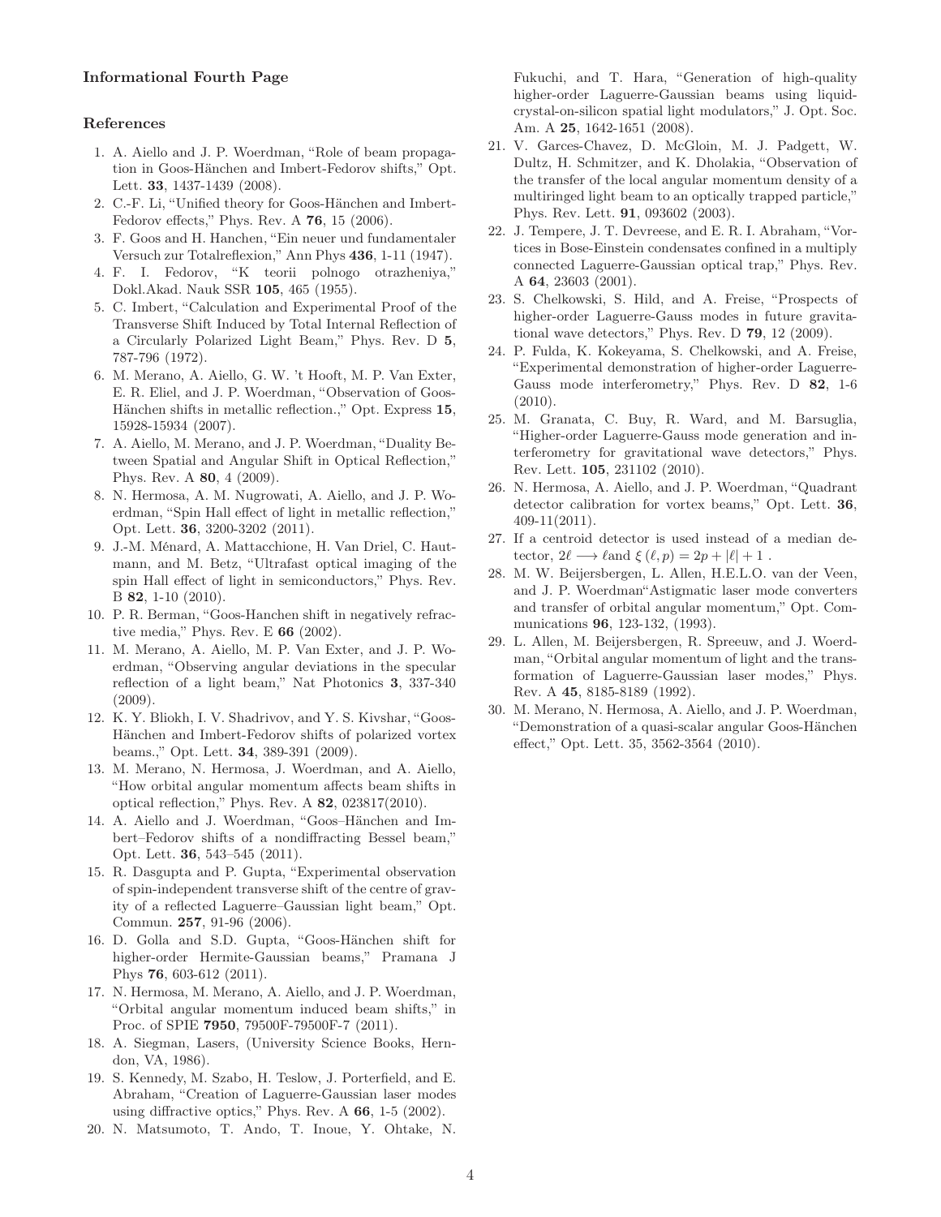### Informational Fourth Page

### References

1. A. Aiello and J. P. Woerdman, "Role of beam propagation in Goos-Hänchen and Imbert-Fedorov shifts," Opt. Lett. **33**, 1437-1439 (2008).
2. C.-F. Li, "Unified theory for Goos-Hänchen and Imbert-Fedorov effects," Phys. Rev. A **76**, 15 (2006).
3. F. Goos and H. Hanchen, "Ein neuer und fundamentaler Versuch zur Totalreflexion," Ann Phys **436**, 1-11 (1947).
4. F. I. Fedorov, "K teorii polnogo otrazheniya," Dokl.Akad. Nauk SSR **105**, 465 (1955).
5. C. Imbert, "Calculation and Experimental Proof of the Transverse Shift Induced by Total Internal Reflection of a Circularly Polarized Light Beam," Phys. Rev. D **5**, 787-796 (1972).
6. M. Merano, A. Aiello, G. W. 't Hooft, M. P. Van Exter, E. R. Eliel, and J. P. Woerdman, "Observation of Goos-Hänchen shifts in metallic reflection.," Opt. Express **15**, 15928-15934 (2007).
7. A. Aiello, M. Merano, and J. P. Woerdman, "Duality Between Spatial and Angular Shift in Optical Reflection," Phys. Rev. A **80**, 4 (2009).
8. N. Hermosa, A. M. Nugrowati, A. Aiello, and J. P. Woerdman, "Spin Hall effect of light in metallic reflection," Opt. Lett. **36**, 3200-3202 (2011).
9. J.-M. Ménard, A. Mattacchione, H. Van Driel, C. Hautmann, and M. Betz, "Ultrafast optical imaging of the spin Hall effect of light in semiconductors," Phys. Rev. B **82**, 1-10 (2010).
10. P. R. Berman, "Goos-Hanchen shift in negatively refractive media," Phys. Rev. E **66** (2002).
11. M. Merano, A. Aiello, M. P. Van Exter, and J. P. Woerdman, "Observing angular deviations in the specular reflection of a light beam," Nat Photonics **3**, 337-340 (2009).
12. K. Y. Bliokh, I. V. Shadrivov, and Y. S. Kivshar, "Goos-Hänchen and Imbert-Fedorov shifts of polarized vortex beams.," Opt. Lett. **34**, 389-391 (2009).
13. M. Merano, N. Hermosa, J. Woerdman, and A. Aiello, "How orbital angular momentum affects beam shifts in optical reflection," Phys. Rev. A **82**, 023817(2010).
14. A. Aiello and J. Woerdman, "Goos–Hänchen and Imbert–Fedorov shifts of a nondiffracting Bessel beam," Opt. Lett. **36**, 543–545 (2011).
15. R. Dasgupta and P. Gupta, "Experimental observation of spin-independent transverse shift of the centre of gravity of a reflected Laguerre–Gaussian light beam," Opt. Commun. **257**, 91-96 (2006).
16. D. Golla and S.D. Gupta, "Goos-Hänchen shift for higher-order Hermite-Gaussian beams," Pramana J Phys **76**, 603-612 (2011).
17. N. Hermosa, M. Merano, A. Aiello, and J. P. Woerdman, "Orbital angular momentum induced beam shifts," in Proc. of SPIE **7950**, 79500F-79500F-7 (2011).
18. A. Siegman, Lasers, (University Science Books, Herndon, VA, 1986).
19. S. Kennedy, M. Szabo, H. Teslow, J. Porterfield, and E. Abraham, "Creation of Laguerre-Gaussian laser modes using diffractive optics," Phys. Rev. A **66**, 1-5 (2002).
20. N. Matsumoto, T. Ando, T. Inoue, Y. Ohtake, N. Fukuchi, and T. Hara, "Generation of high-quality higher-order Laguerre-Gaussian beams using liquid-crystal-on-silicon spatial light modulators," J. Opt. Soc. Am. A **25**, 1642-1651 (2008).
21. V. Garces-Chavez, D. McGloin, M. J. Padgett, W. Dultz, H. Schmitzer, and K. Dholakia, "Observation of the transfer of the local angular momentum density of a multiringed light beam to an optically trapped particle," Phys. Rev. Lett. **91**, 093602 (2003).
22. J. Tempere, J. T. Devreese, and E. R. I. Abraham, "Vortices in Bose-Einstein condensates confined in a multiply connected Laguerre-Gaussian optical trap," Phys. Rev. A **64**, 23603 (2001).
23. S. Chelkowski, S. Hild, and A. Freise, "Prospects of higher-order Laguerre-Gauss modes in future gravitational wave detectors," Phys. Rev. D **79**, 12 (2009).
24. P. Fulda, K. Kokeyama, S. Chelkowski, and A. Freise, "Experimental demonstration of higher-order Laguerre-Gauss mode interferometry," Phys. Rev. D **82**, 1-6 (2010).
25. M. Granata, C. Buy, R. Ward, and M. Barsuglia, "Higher-order Laguerre-Gauss mode generation and interferometry for gravitational wave detectors," Phys. Rev. Lett. **105**, 231102 (2010).
26. N. Hermosa, A. Aiello, and J. P. Woerdman, "Quadrant detector calibration for vortex beams," Opt. Lett. **36**, 409-11(2011).
27. If a centroid detector is used instead of a median detector, $2\ell \longrightarrow \ell$and $\xi\,(\ell, p) = 2p + |\ell| + 1$ .
28. M. W. Beijersbergen, L. Allen, H.E.L.O. van der Veen, and J. P. Woerdman"Astigmatic laser mode converters and transfer of orbital angular momentum," Opt. Communications **96**, 123-132, (1993).
29. L. Allen, M. Beijersbergen, R. Spreeuw, and J. Woerdman, "Orbital angular momentum of light and the transformation of Laguerre-Gaussian laser modes," Phys. Rev. A **45**, 8185-8189 (1992).
30. M. Merano, N. Hermosa, A. Aiello, and J. P. Woerdman, "Demonstration of a quasi-scalar angular Goos-Hänchen effect," Opt. Lett. 35, 3562-3564 (2010).